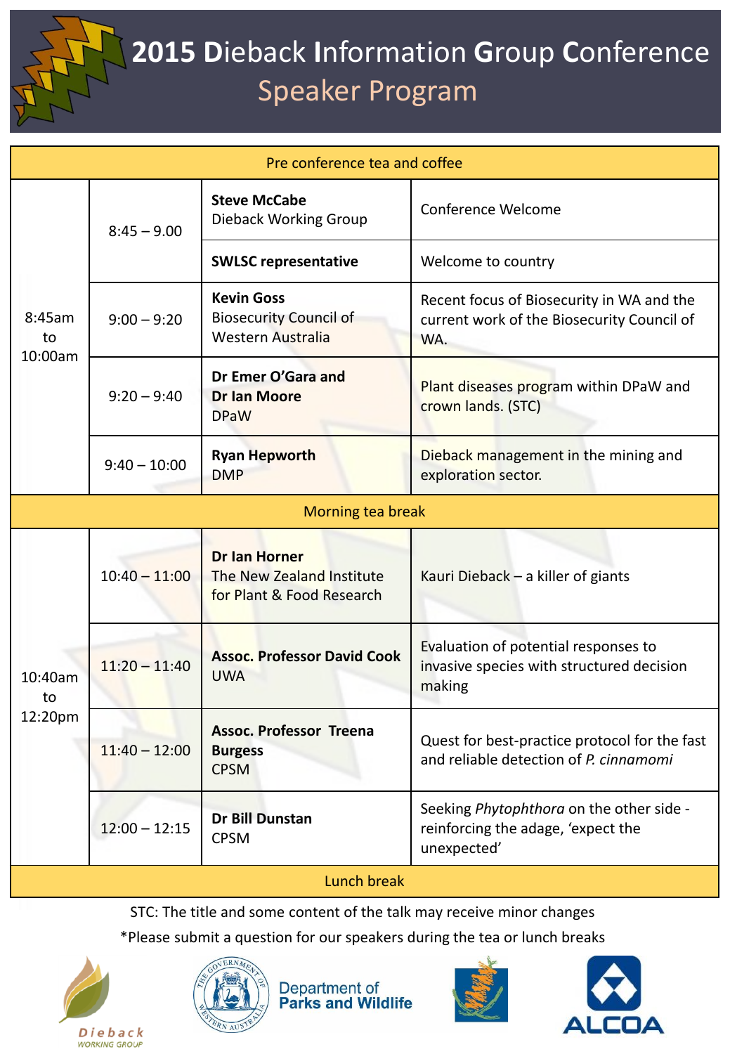# 2015 Dieback Information Group Conference

## Speaker Program

| | | | |
|---|---|---|---|
| Pre conference tea and coffee | | | |
| 8:45am to 10:00am | 8:45 – 9.00 | **Steve McCabe** Dieback Working Group | Conference Welcome |
| | | **SWLSC representative** | Welcome to country |
| | 9:00 – 9:20 | **Kevin Goss** Biosecurity Council of Western Australia | Recent focus of Biosecurity in WA and the current work of the Biosecurity Council of WA. |
| | 9:20 – 9:40 | **Dr Emer O'Gara and Dr Ian Moore** DPaW | Plant diseases program within DPaW and crown lands. (STC) |
| | 9:40 – 10:00 | **Ryan Hepworth** DMP | Dieback management in the mining and exploration sector. |
| Morning tea break | | | |
| 10:40am to 12:20pm | 10:40 – 11:00 | **Dr Ian Horner** The New Zealand Institute for Plant & Food Research | Kauri Dieback – a killer of giants |
| | 11:20 – 11:40 | **Assoc. Professor David Cook** UWA | Evaluation of potential responses to invasive species with structured decision making |
| | 11:40 – 12:00 | **Assoc. Professor Treena Burgess** CPSM | Quest for best-practice protocol for the fast and reliable detection of *P. cinnamomi* |
| | 12:00 – 12:15 | **Dr Bill Dunstan** CPSM | Seeking *Phytophthora* on the other side - reinforcing the adage, 'expect the unexpected' |
| Lunch break | | | |

STC: The title and some content of the talk may receive minor changes

*Please submit a question for our speakers during the tea or lunch breaks

Dieback Working Group

Department of Parks and Wildlife

ALCOA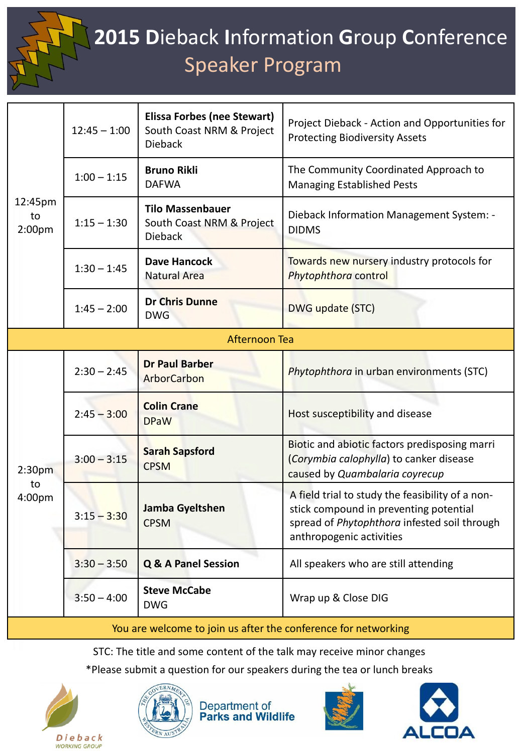# 2015 Dieback Information Group Conference

## Speaker Program

| | | | |
|---|---|---|---|
| 12:45pm to 2:00pm | 12:45 – 1:00 | **Elissa Forbes (nee Stewart)** South Coast NRM & Project Dieback | Project Dieback - Action and Opportunities for Protecting Biodiversity Assets |
| | 1:00 – 1:15 | **Bruno Rikli** DAFWA | The Community Coordinated Approach to Managing Established Pests |
| | 1:15 – 1:30 | **Tilo Massenbauer** South Coast NRM & Project Dieback | Dieback Information Management System: - DIDMS |
| | 1:30 – 1:45 | **Dave Hancock** Natural Area | Towards new nursery industry protocols for *Phytophthora* control |
| | 1:45 – 2:00 | **Dr Chris Dunne** DWG | DWG update (STC) |
| Afternoon Tea | | | |
| 2:30pm to 4:00pm | 2:30 – 2:45 | **Dr Paul Barber** ArborCarbon | *Phytophthora* in urban environments (STC) |
| | 2:45 – 3:00 | **Colin Crane** DPaW | Host susceptibility and disease |
| | 3:00 – 3:15 | **Sarah Sapsford** CPSM | Biotic and abiotic factors predisposing marri (*Corymbia calophylla*) to canker disease caused by *Quambalaria coyrecup* |
| | 3:15 – 3:30 | **Jamba Gyeltshen** CPSM | A field trial to study the feasibility of a non-stick compound in preventing potential spread of *Phytophthora* infested soil through anthropogenic activities |
| | 3:30 – 3:50 | **Q & A Panel Session** | All speakers who are still attending |
| | 3:50 – 4:00 | **Steve McCabe** DWG | Wrap up & Close DIG |
| You are welcome to join us after the conference for networking | | | |

STC: The title and some content of the talk may receive minor changes

*Please submit a question for our speakers during the tea or lunch breaks

Dieback WORKING GROUP

Department of Parks and Wildlife

ALCOA